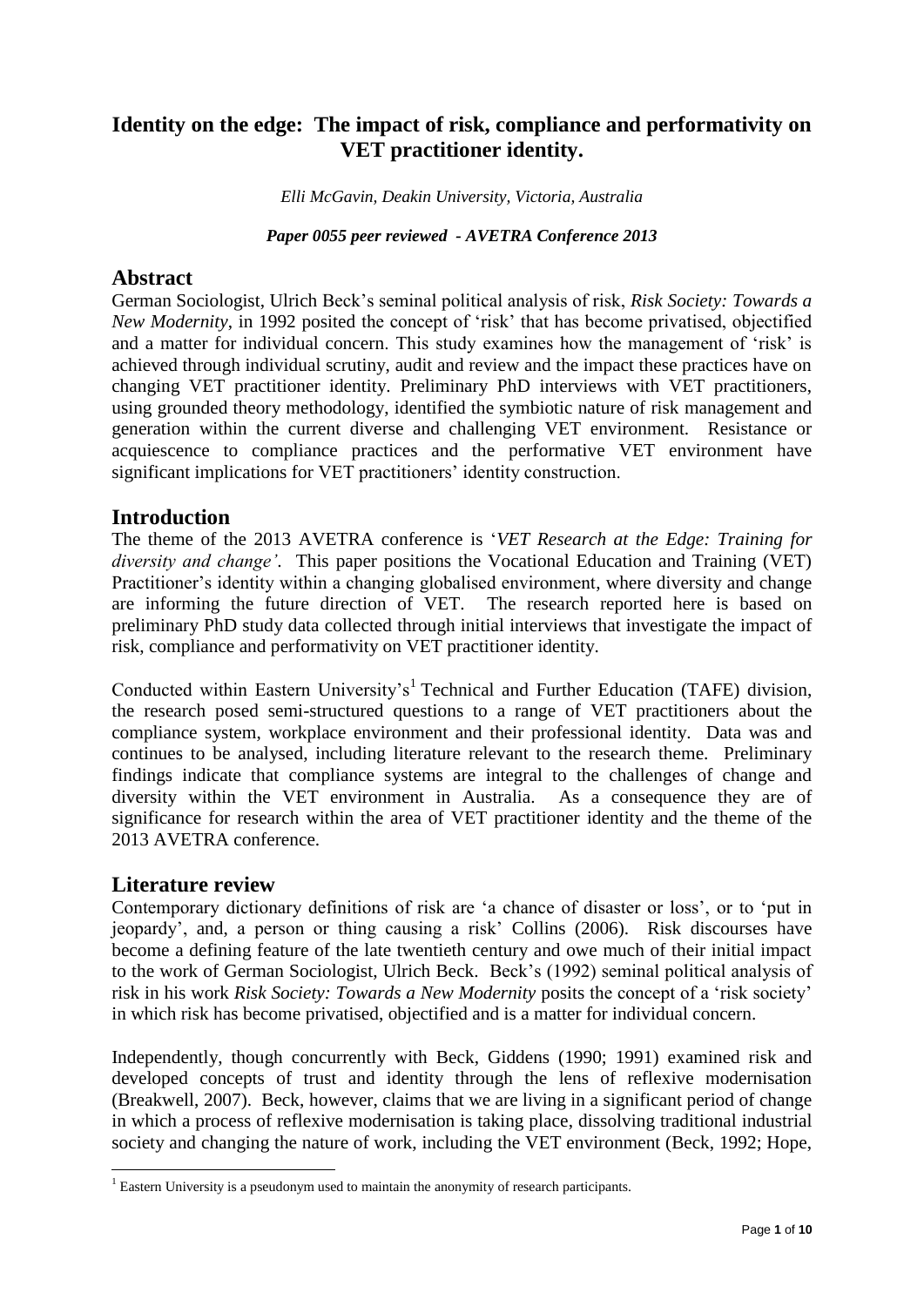# Identity on the edge: The impact of risk, compliance and performativity on VET practitioner identity.

*Elli McGavin, Deakin University, Victoria, Australia*

***Paper 0055 peer reviewed - AVETRA Conference 2013***

## Abstract

German Sociologist, Ulrich Beck's seminal political analysis of risk, *Risk Society: Towards a New Modernity*, in 1992 posited the concept of 'risk' that has become privatised, objectified and a matter for individual concern. This study examines how the management of 'risk' is achieved through individual scrutiny, audit and review and the impact these practices have on changing VET practitioner identity. Preliminary PhD interviews with VET practitioners, using grounded theory methodology, identified the symbiotic nature of risk management and generation within the current diverse and challenging VET environment. Resistance or acquiescence to compliance practices and the performative VET environment have significant implications for VET practitioners' identity construction.

## Introduction

The theme of the 2013 AVETRA conference is '*VET Research at the Edge: Training for diversity and change'*. This paper positions the Vocational Education and Training (VET) Practitioner's identity within a changing globalised environment, where diversity and change are informing the future direction of VET. The research reported here is based on preliminary PhD study data collected through initial interviews that investigate the impact of risk, compliance and performativity on VET practitioner identity.

Conducted within Eastern University's[1] Technical and Further Education (TAFE) division, the research posed semi-structured questions to a range of VET practitioners about the compliance system, workplace environment and their professional identity. Data was and continues to be analysed, including literature relevant to the research theme. Preliminary findings indicate that compliance systems are integral to the challenges of change and diversity within the VET environment in Australia. As a consequence they are of significance for research within the area of VET practitioner identity and the theme of the 2013 AVETRA conference.

## Literature review

Contemporary dictionary definitions of risk are 'a chance of disaster or loss', or to 'put in jeopardy', and, a person or thing causing a risk' Collins (2006). Risk discourses have become a defining feature of the late twentieth century and owe much of their initial impact to the work of German Sociologist, Ulrich Beck. Beck's (1992) seminal political analysis of risk in his work *Risk Society: Towards a New Modernity* posits the concept of a 'risk society' in which risk has become privatised, objectified and is a matter for individual concern.

Independently, though concurrently with Beck, Giddens (1990; 1991) examined risk and developed concepts of trust and identity through the lens of reflexive modernisation (Breakwell, 2007). Beck, however, claims that we are living in a significant period of change in which a process of reflexive modernisation is taking place, dissolving traditional industrial society and changing the nature of work, including the VET environment (Beck, 1992; Hope,

[1] Eastern University is a pseudonym used to maintain the anonymity of research participants.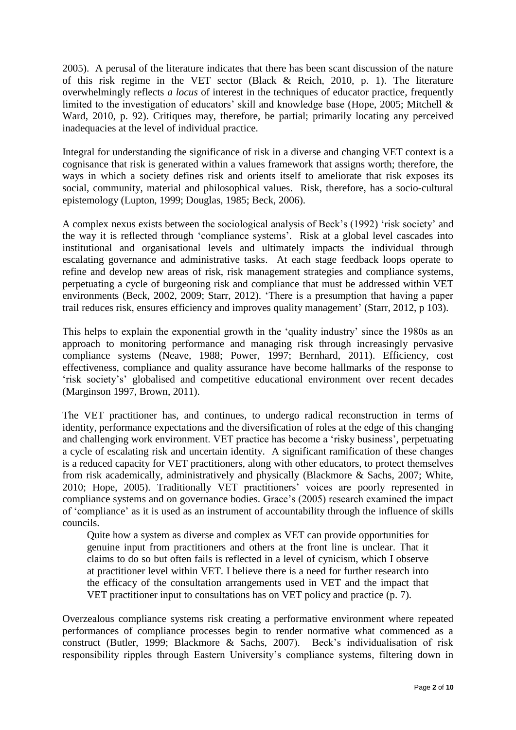2005). A perusal of the literature indicates that there has been scant discussion of the nature of this risk regime in the VET sector (Black & Reich, 2010, p. 1). The literature overwhelmingly reflects *a locus* of interest in the techniques of educator practice, frequently limited to the investigation of educators' skill and knowledge base (Hope, 2005; Mitchell & Ward, 2010, p. 92). Critiques may, therefore, be partial; primarily locating any perceived inadequacies at the level of individual practice.

Integral for understanding the significance of risk in a diverse and changing VET context is a cognisance that risk is generated within a values framework that assigns worth; therefore, the ways in which a society defines risk and orients itself to ameliorate that risk exposes its social, community, material and philosophical values. Risk, therefore, has a socio-cultural epistemology (Lupton, 1999; Douglas, 1985; Beck, 2006).

A complex nexus exists between the sociological analysis of Beck's (1992) 'risk society' and the way it is reflected through 'compliance systems'. Risk at a global level cascades into institutional and organisational levels and ultimately impacts the individual through escalating governance and administrative tasks. At each stage feedback loops operate to refine and develop new areas of risk, risk management strategies and compliance systems, perpetuating a cycle of burgeoning risk and compliance that must be addressed within VET environments (Beck, 2002, 2009; Starr, 2012). 'There is a presumption that having a paper trail reduces risk, ensures efficiency and improves quality management' (Starr, 2012, p 103).

This helps to explain the exponential growth in the 'quality industry' since the 1980s as an approach to monitoring performance and managing risk through increasingly pervasive compliance systems (Neave, 1988; Power, 1997; Bernhard, 2011). Efficiency, cost effectiveness, compliance and quality assurance have become hallmarks of the response to 'risk society's' globalised and competitive educational environment over recent decades (Marginson 1997, Brown, 2011).

The VET practitioner has, and continues, to undergo radical reconstruction in terms of identity, performance expectations and the diversification of roles at the edge of this changing and challenging work environment. VET practice has become a 'risky business', perpetuating a cycle of escalating risk and uncertain identity. A significant ramification of these changes is a reduced capacity for VET practitioners, along with other educators, to protect themselves from risk academically, administratively and physically (Blackmore & Sachs, 2007; White, 2010; Hope, 2005). Traditionally VET practitioners' voices are poorly represented in compliance systems and on governance bodies. Grace's (2005) research examined the impact of 'compliance' as it is used as an instrument of accountability through the influence of skills councils.

> Quite how a system as diverse and complex as VET can provide opportunities for genuine input from practitioners and others at the front line is unclear. That it claims to do so but often fails is reflected in a level of cynicism, which I observe at practitioner level within VET. I believe there is a need for further research into the efficacy of the consultation arrangements used in VET and the impact that VET practitioner input to consultations has on VET policy and practice (p. 7).

Overzealous compliance systems risk creating a performative environment where repeated performances of compliance processes begin to render normative what commenced as a construct (Butler, 1999; Blackmore & Sachs, 2007). Beck's individualisation of risk responsibility ripples through Eastern University's compliance systems, filtering down in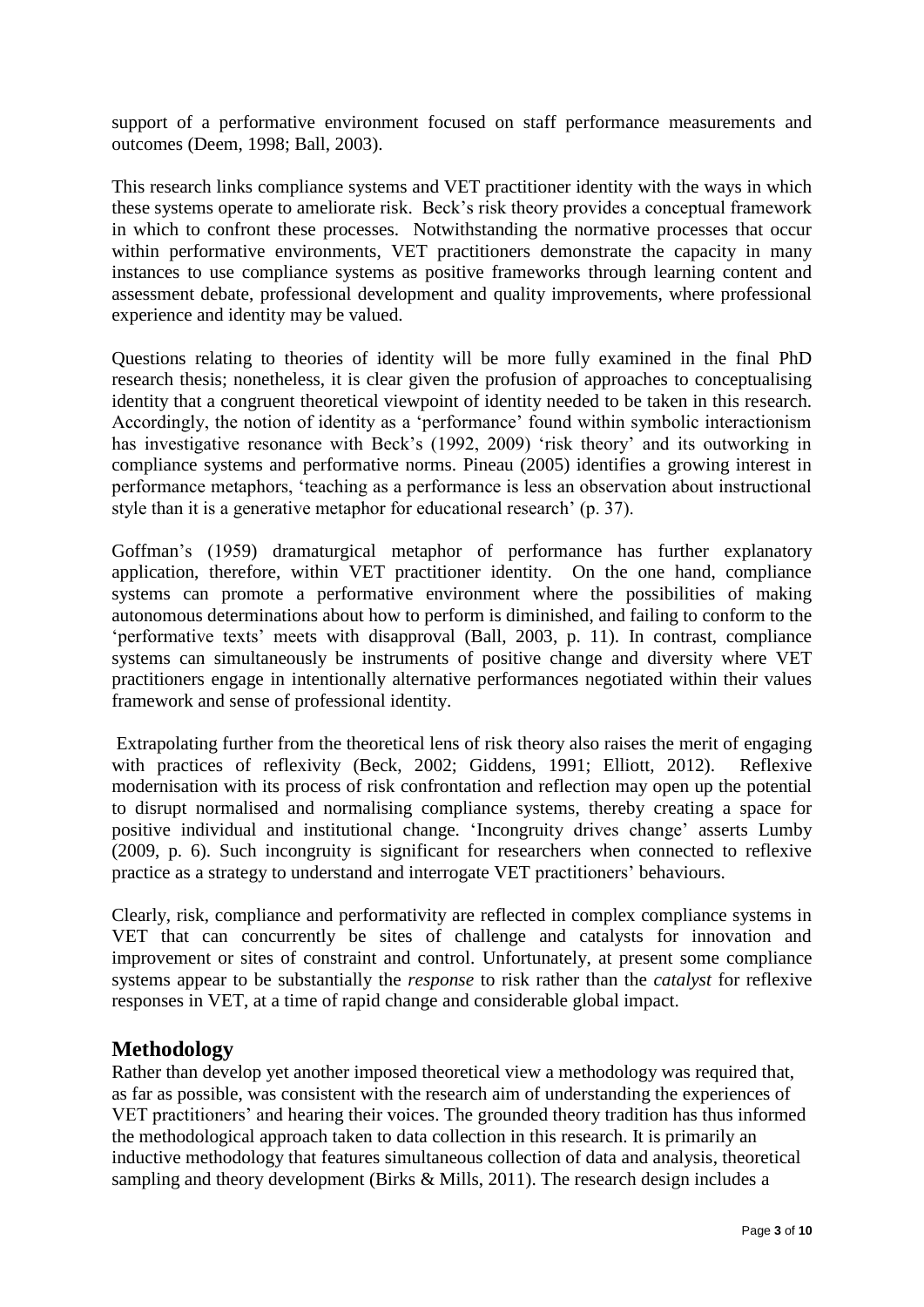support of a performative environment focused on staff performance measurements and outcomes (Deem, 1998; Ball, 2003).

This research links compliance systems and VET practitioner identity with the ways in which these systems operate to ameliorate risk. Beck's risk theory provides a conceptual framework in which to confront these processes. Notwithstanding the normative processes that occur within performative environments, VET practitioners demonstrate the capacity in many instances to use compliance systems as positive frameworks through learning content and assessment debate, professional development and quality improvements, where professional experience and identity may be valued.

Questions relating to theories of identity will be more fully examined in the final PhD research thesis; nonetheless, it is clear given the profusion of approaches to conceptualising identity that a congruent theoretical viewpoint of identity needed to be taken in this research. Accordingly, the notion of identity as a 'performance' found within symbolic interactionism has investigative resonance with Beck's (1992, 2009) 'risk theory' and its outworking in compliance systems and performative norms. Pineau (2005) identifies a growing interest in performance metaphors, 'teaching as a performance is less an observation about instructional style than it is a generative metaphor for educational research' (p. 37).

Goffman's (1959) dramaturgical metaphor of performance has further explanatory application, therefore, within VET practitioner identity. On the one hand, compliance systems can promote a performative environment where the possibilities of making autonomous determinations about how to perform is diminished, and failing to conform to the 'performative texts' meets with disapproval (Ball, 2003, p. 11). In contrast, compliance systems can simultaneously be instruments of positive change and diversity where VET practitioners engage in intentionally alternative performances negotiated within their values framework and sense of professional identity.

Extrapolating further from the theoretical lens of risk theory also raises the merit of engaging with practices of reflexivity (Beck, 2002; Giddens, 1991; Elliott, 2012). Reflexive modernisation with its process of risk confrontation and reflection may open up the potential to disrupt normalised and normalising compliance systems, thereby creating a space for positive individual and institutional change. 'Incongruity drives change' asserts Lumby (2009, p. 6). Such incongruity is significant for researchers when connected to reflexive practice as a strategy to understand and interrogate VET practitioners' behaviours.

Clearly, risk, compliance and performativity are reflected in complex compliance systems in VET that can concurrently be sites of challenge and catalysts for innovation and improvement or sites of constraint and control. Unfortunately, at present some compliance systems appear to be substantially the *response* to risk rather than the *catalyst* for reflexive responses in VET, at a time of rapid change and considerable global impact.

## Methodology

Rather than develop yet another imposed theoretical view a methodology was required that, as far as possible, was consistent with the research aim of understanding the experiences of VET practitioners' and hearing their voices. The grounded theory tradition has thus informed the methodological approach taken to data collection in this research. It is primarily an inductive methodology that features simultaneous collection of data and analysis, theoretical sampling and theory development (Birks & Mills, 2011). The research design includes a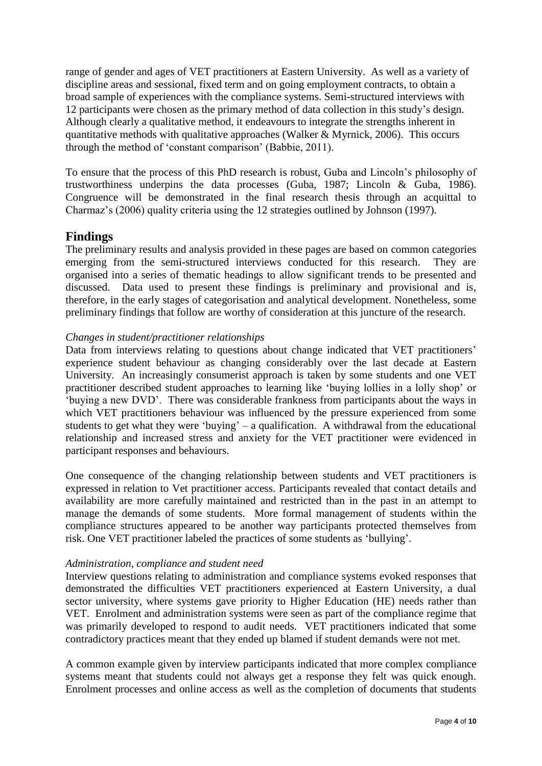range of gender and ages of VET practitioners at Eastern University. As well as a variety of discipline areas and sessional, fixed term and on going employment contracts, to obtain a broad sample of experiences with the compliance systems. Semi-structured interviews with 12 participants were chosen as the primary method of data collection in this study's design. Although clearly a qualitative method, it endeavours to integrate the strengths inherent in quantitative methods with qualitative approaches (Walker & Myrnick, 2006). This occurs through the method of 'constant comparison' (Babbie, 2011).

To ensure that the process of this PhD research is robust, Guba and Lincoln's philosophy of trustworthiness underpins the data processes (Guba, 1987; Lincoln & Guba, 1986). Congruence will be demonstrated in the final research thesis through an acquittal to Charmaz's (2006) quality criteria using the 12 strategies outlined by Johnson (1997).

## Findings

The preliminary results and analysis provided in these pages are based on common categories emerging from the semi-structured interviews conducted for this research. They are organised into a series of thematic headings to allow significant trends to be presented and discussed. Data used to present these findings is preliminary and provisional and is, therefore, in the early stages of categorisation and analytical development. Nonetheless, some preliminary findings that follow are worthy of consideration at this juncture of the research.

*Changes in student/practitioner relationships*

Data from interviews relating to questions about change indicated that VET practitioners' experience student behaviour as changing considerably over the last decade at Eastern University. An increasingly consumerist approach is taken by some students and one VET practitioner described student approaches to learning like 'buying lollies in a lolly shop' or 'buying a new DVD'. There was considerable frankness from participants about the ways in which VET practitioners behaviour was influenced by the pressure experienced from some students to get what they were 'buying' – a qualification. A withdrawal from the educational relationship and increased stress and anxiety for the VET practitioner were evidenced in participant responses and behaviours.

One consequence of the changing relationship between students and VET practitioners is expressed in relation to Vet practitioner access. Participants revealed that contact details and availability are more carefully maintained and restricted than in the past in an attempt to manage the demands of some students. More formal management of students within the compliance structures appeared to be another way participants protected themselves from risk. One VET practitioner labeled the practices of some students as 'bullying'.

*Administration, compliance and student need*

Interview questions relating to administration and compliance systems evoked responses that demonstrated the difficulties VET practitioners experienced at Eastern University, a dual sector university, where systems gave priority to Higher Education (HE) needs rather than VET. Enrolment and administration systems were seen as part of the compliance regime that was primarily developed to respond to audit needs. VET practitioners indicated that some contradictory practices meant that they ended up blamed if student demands were not met.

A common example given by interview participants indicated that more complex compliance systems meant that students could not always get a response they felt was quick enough. Enrolment processes and online access as well as the completion of documents that students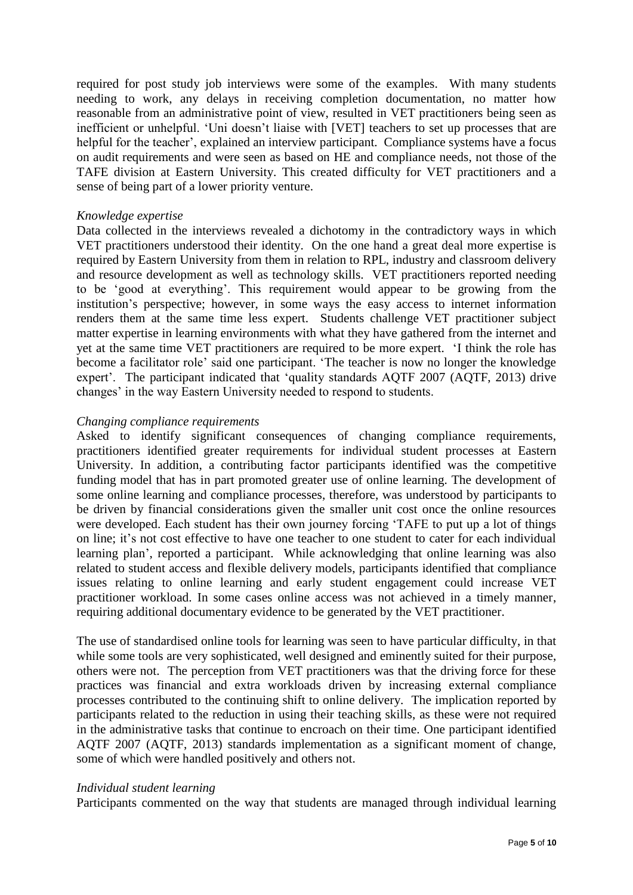required for post study job interviews were some of the examples. With many students needing to work, any delays in receiving completion documentation, no matter how reasonable from an administrative point of view, resulted in VET practitioners being seen as inefficient or unhelpful. 'Uni doesn't liaise with [VET] teachers to set up processes that are helpful for the teacher', explained an interview participant. Compliance systems have a focus on audit requirements and were seen as based on HE and compliance needs, not those of the TAFE division at Eastern University. This created difficulty for VET practitioners and a sense of being part of a lower priority venture.

*Knowledge expertise*

Data collected in the interviews revealed a dichotomy in the contradictory ways in which VET practitioners understood their identity. On the one hand a great deal more expertise is required by Eastern University from them in relation to RPL, industry and classroom delivery and resource development as well as technology skills. VET practitioners reported needing to be 'good at everything'. This requirement would appear to be growing from the institution's perspective; however, in some ways the easy access to internet information renders them at the same time less expert. Students challenge VET practitioner subject matter expertise in learning environments with what they have gathered from the internet and yet at the same time VET practitioners are required to be more expert. 'I think the role has become a facilitator role' said one participant. 'The teacher is now no longer the knowledge expert'. The participant indicated that 'quality standards AQTF 2007 (AQTF, 2013) drive changes' in the way Eastern University needed to respond to students.

*Changing compliance requirements*

Asked to identify significant consequences of changing compliance requirements, practitioners identified greater requirements for individual student processes at Eastern University. In addition, a contributing factor participants identified was the competitive funding model that has in part promoted greater use of online learning. The development of some online learning and compliance processes, therefore, was understood by participants to be driven by financial considerations given the smaller unit cost once the online resources were developed. Each student has their own journey forcing 'TAFE to put up a lot of things on line; it's not cost effective to have one teacher to one student to cater for each individual learning plan', reported a participant. While acknowledging that online learning was also related to student access and flexible delivery models, participants identified that compliance issues relating to online learning and early student engagement could increase VET practitioner workload. In some cases online access was not achieved in a timely manner, requiring additional documentary evidence to be generated by the VET practitioner.

The use of standardised online tools for learning was seen to have particular difficulty, in that while some tools are very sophisticated, well designed and eminently suited for their purpose, others were not. The perception from VET practitioners was that the driving force for these practices was financial and extra workloads driven by increasing external compliance processes contributed to the continuing shift to online delivery. The implication reported by participants related to the reduction in using their teaching skills, as these were not required in the administrative tasks that continue to encroach on their time. One participant identified AQTF 2007 (AQTF, 2013) standards implementation as a significant moment of change, some of which were handled positively and others not.

*Individual student learning*

Participants commented on the way that students are managed through individual learning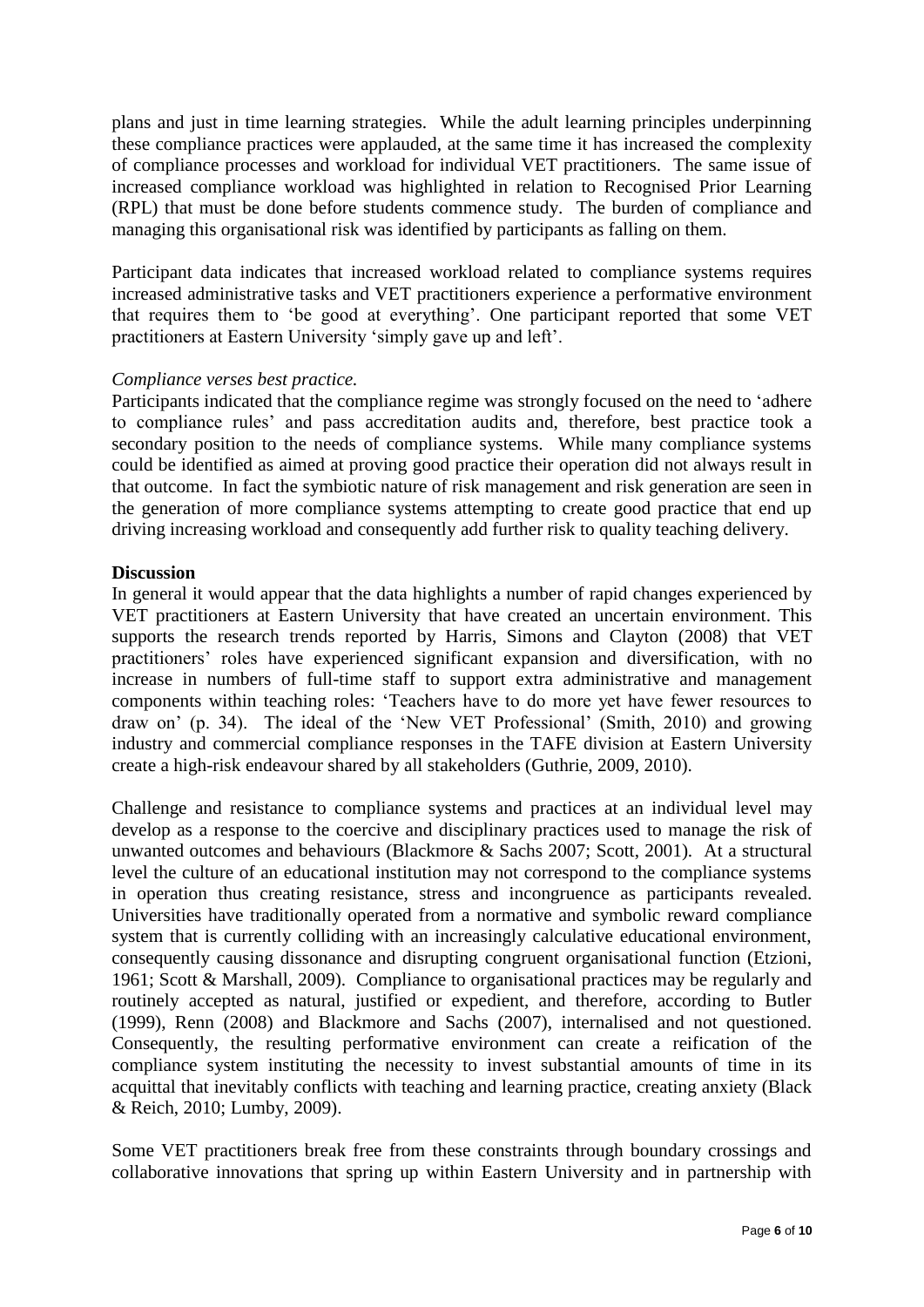plans and just in time learning strategies. While the adult learning principles underpinning these compliance practices were applauded, at the same time it has increased the complexity of compliance processes and workload for individual VET practitioners. The same issue of increased compliance workload was highlighted in relation to Recognised Prior Learning (RPL) that must be done before students commence study. The burden of compliance and managing this organisational risk was identified by participants as falling on them.

Participant data indicates that increased workload related to compliance systems requires increased administrative tasks and VET practitioners experience a performative environment that requires them to 'be good at everything'. One participant reported that some VET practitioners at Eastern University 'simply gave up and left'.

*Compliance verses best practice.*

Participants indicated that the compliance regime was strongly focused on the need to 'adhere to compliance rules' and pass accreditation audits and, therefore, best practice took a secondary position to the needs of compliance systems. While many compliance systems could be identified as aimed at proving good practice their operation did not always result in that outcome. In fact the symbiotic nature of risk management and risk generation are seen in the generation of more compliance systems attempting to create good practice that end up driving increasing workload and consequently add further risk to quality teaching delivery.

**Discussion**

In general it would appear that the data highlights a number of rapid changes experienced by VET practitioners at Eastern University that have created an uncertain environment. This supports the research trends reported by Harris, Simons and Clayton (2008) that VET practitioners' roles have experienced significant expansion and diversification, with no increase in numbers of full-time staff to support extra administrative and management components within teaching roles: 'Teachers have to do more yet have fewer resources to draw on' (p. 34). The ideal of the 'New VET Professional' (Smith, 2010) and growing industry and commercial compliance responses in the TAFE division at Eastern University create a high-risk endeavour shared by all stakeholders (Guthrie, 2009, 2010).

Challenge and resistance to compliance systems and practices at an individual level may develop as a response to the coercive and disciplinary practices used to manage the risk of unwanted outcomes and behaviours (Blackmore & Sachs 2007; Scott, 2001). At a structural level the culture of an educational institution may not correspond to the compliance systems in operation thus creating resistance, stress and incongruence as participants revealed. Universities have traditionally operated from a normative and symbolic reward compliance system that is currently colliding with an increasingly calculative educational environment, consequently causing dissonance and disrupting congruent organisational function (Etzioni, 1961; Scott & Marshall, 2009). Compliance to organisational practices may be regularly and routinely accepted as natural, justified or expedient, and therefore, according to Butler (1999), Renn (2008) and Blackmore and Sachs (2007), internalised and not questioned. Consequently, the resulting performative environment can create a reification of the compliance system instituting the necessity to invest substantial amounts of time in its acquittal that inevitably conflicts with teaching and learning practice, creating anxiety (Black & Reich, 2010; Lumby, 2009).

Some VET practitioners break free from these constraints through boundary crossings and collaborative innovations that spring up within Eastern University and in partnership with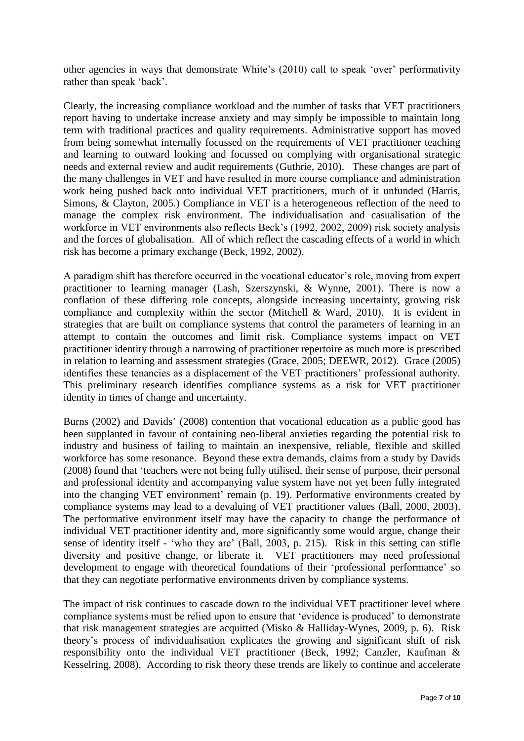other agencies in ways that demonstrate White's (2010) call to speak 'over' performativity rather than speak 'back'.

Clearly, the increasing compliance workload and the number of tasks that VET practitioners report having to undertake increase anxiety and may simply be impossible to maintain long term with traditional practices and quality requirements. Administrative support has moved from being somewhat internally focussed on the requirements of VET practitioner teaching and learning to outward looking and focussed on complying with organisational strategic needs and external review and audit requirements (Guthrie, 2010). These changes are part of the many challenges in VET and have resulted in more course compliance and administration work being pushed back onto individual VET practitioners, much of it unfunded (Harris, Simons, & Clayton, 2005.) Compliance in VET is a heterogeneous reflection of the need to manage the complex risk environment. The individualisation and casualisation of the workforce in VET environments also reflects Beck's (1992, 2002, 2009) risk society analysis and the forces of globalisation. All of which reflect the cascading effects of a world in which risk has become a primary exchange (Beck, 1992, 2002).

A paradigm shift has therefore occurred in the vocational educator's role, moving from expert practitioner to learning manager (Lash, Szerszynski, & Wynne, 2001). There is now a conflation of these differing role concepts, alongside increasing uncertainty, growing risk compliance and complexity within the sector (Mitchell & Ward, 2010). It is evident in strategies that are built on compliance systems that control the parameters of learning in an attempt to contain the outcomes and limit risk. Compliance systems impact on VET practitioner identity through a narrowing of practitioner repertoire as much more is prescribed in relation to learning and assessment strategies (Grace, 2005; DEEWR, 2012). Grace (2005) identifies these tenancies as a displacement of the VET practitioners' professional authority. This preliminary research identifies compliance systems as a risk for VET practitioner identity in times of change and uncertainty.

Burns (2002) and Davids' (2008) contention that vocational education as a public good has been supplanted in favour of containing neo-liberal anxieties regarding the potential risk to industry and business of failing to maintain an inexpensive, reliable, flexible and skilled workforce has some resonance. Beyond these extra demands, claims from a study by Davids (2008) found that 'teachers were not being fully utilised, their sense of purpose, their personal and professional identity and accompanying value system have not yet been fully integrated into the changing VET environment' remain (p. 19). Performative environments created by compliance systems may lead to a devaluing of VET practitioner values (Ball, 2000, 2003). The performative environment itself may have the capacity to change the performance of individual VET practitioner identity and, more significantly some would argue, change their sense of identity itself - 'who they are' (Ball, 2003, p. 215). Risk in this setting can stifle diversity and positive change, or liberate it. VET practitioners may need professional development to engage with theoretical foundations of their 'professional performance' so that they can negotiate performative environments driven by compliance systems.

The impact of risk continues to cascade down to the individual VET practitioner level where compliance systems must be relied upon to ensure that 'evidence is produced' to demonstrate that risk management strategies are acquitted (Misko & Halliday-Wynes, 2009, p. 6). Risk theory's process of individualisation explicates the growing and significant shift of risk responsibility onto the individual VET practitioner (Beck, 1992; Canzler, Kaufman & Kesselring, 2008). According to risk theory these trends are likely to continue and accelerate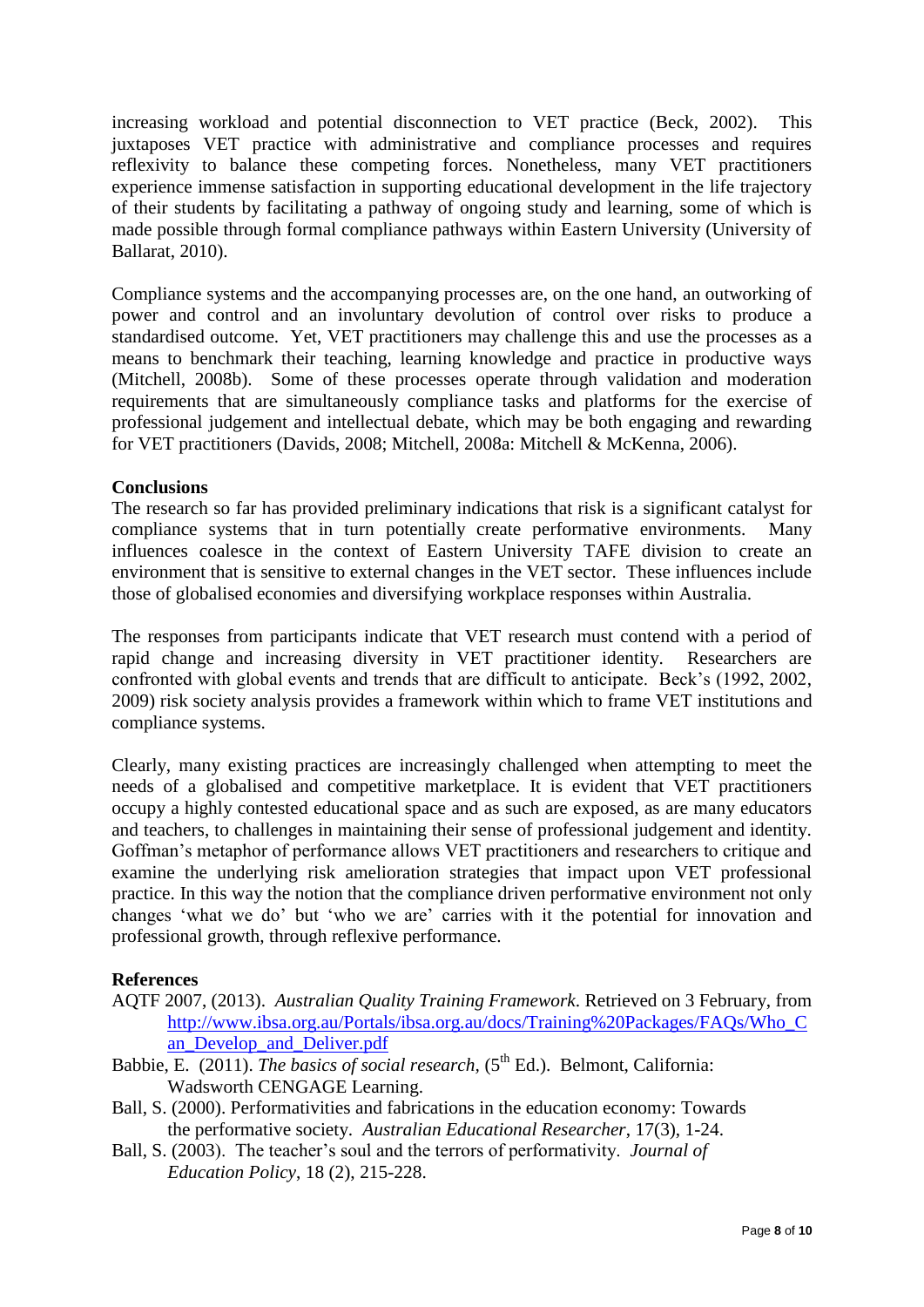increasing workload and potential disconnection to VET practice (Beck, 2002). This juxtaposes VET practice with administrative and compliance processes and requires reflexivity to balance these competing forces. Nonetheless, many VET practitioners experience immense satisfaction in supporting educational development in the life trajectory of their students by facilitating a pathway of ongoing study and learning, some of which is made possible through formal compliance pathways within Eastern University (University of Ballarat, 2010).

Compliance systems and the accompanying processes are, on the one hand, an outworking of power and control and an involuntary devolution of control over risks to produce a standardised outcome. Yet, VET practitioners may challenge this and use the processes as a means to benchmark their teaching, learning knowledge and practice in productive ways (Mitchell, 2008b). Some of these processes operate through validation and moderation requirements that are simultaneously compliance tasks and platforms for the exercise of professional judgement and intellectual debate, which may be both engaging and rewarding for VET practitioners (Davids, 2008; Mitchell, 2008a: Mitchell & McKenna, 2006).

**Conclusions**

The research so far has provided preliminary indications that risk is a significant catalyst for compliance systems that in turn potentially create performative environments. Many influences coalesce in the context of Eastern University TAFE division to create an environment that is sensitive to external changes in the VET sector. These influences include those of globalised economies and diversifying workplace responses within Australia.

The responses from participants indicate that VET research must contend with a period of rapid change and increasing diversity in VET practitioner identity. Researchers are confronted with global events and trends that are difficult to anticipate. Beck's (1992, 2002, 2009) risk society analysis provides a framework within which to frame VET institutions and compliance systems.

Clearly, many existing practices are increasingly challenged when attempting to meet the needs of a globalised and competitive marketplace. It is evident that VET practitioners occupy a highly contested educational space and as such are exposed, as are many educators and teachers, to challenges in maintaining their sense of professional judgement and identity. Goffman's metaphor of performance allows VET practitioners and researchers to critique and examine the underlying risk amelioration strategies that impact upon VET professional practice. In this way the notion that the compliance driven performative environment not only changes 'what we do' but 'who we are' carries with it the potential for innovation and professional growth, through reflexive performance.

**References**

AQTF 2007, (2013). *Australian Quality Training Framework*. Retrieved on 3 February, from http://www.ibsa.org.au/Portals/ibsa.org.au/docs/Training%20Packages/FAQs/Who_Can_Develop_and_Deliver.pdf

Babbie, E. (2011). *The basics of social research*, (5th Ed.). Belmont, California: Wadsworth CENGAGE Learning.

Ball, S. (2000). Performativities and fabrications in the education economy: Towards the performative society. *Australian Educational Researcher*, 17(3), 1-24.

Ball, S. (2003). The teacher's soul and the terrors of performativity. *Journal of Education Policy*, 18 (2), 215-228.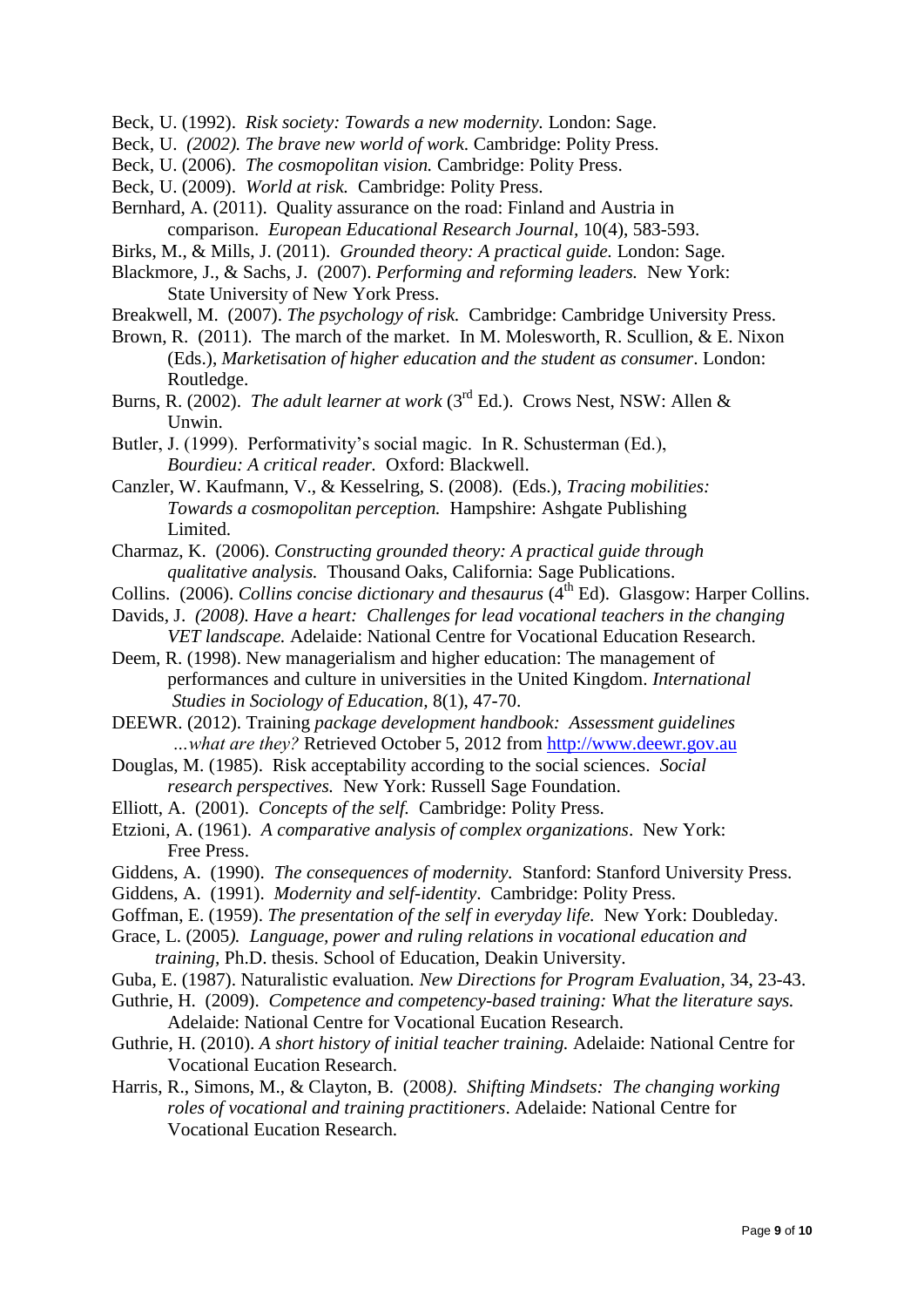Beck, U. (1992). *Risk society: Towards a new modernity.* London: Sage.

Beck, U. *(2002). The brave new world of work.* Cambridge: Polity Press.

Beck, U. (2006). *The cosmopolitan vision.* Cambridge: Polity Press.

Beck, U. (2009). *World at risk.* Cambridge: Polity Press.

Bernhard, A. (2011). Quality assurance on the road: Finland and Austria in comparison. *European Educational Research Journal*, 10(4), 583-593.

Birks, M., & Mills, J. (2011). *Grounded theory: A practical guide.* London: Sage.

Blackmore, J., & Sachs, J. (2007). *Performing and reforming leaders.* New York: State University of New York Press.

Breakwell, M. (2007). *The psychology of risk.* Cambridge: Cambridge University Press.

Brown, R. (2011). The march of the market. In M. Molesworth, R. Scullion, & E. Nixon (Eds.), *Marketisation of higher education and the student as consumer*. London: Routledge.

Burns, R. (2002). *The adult learner at work* (3rd Ed.). Crows Nest, NSW: Allen & Unwin.

Butler, J. (1999). Performativity's social magic. In R. Schusterman (Ed.), *Bourdieu: A critical reader.* Oxford: Blackwell.

Canzler, W. Kaufmann, V., & Kesselring, S. (2008). (Eds.), *Tracing mobilities: Towards a cosmopolitan perception.* Hampshire: Ashgate Publishing Limited.

Charmaz, K. (2006). *Constructing grounded theory: A practical guide through qualitative analysis.* Thousand Oaks, California: Sage Publications.

Collins. (2006). *Collins concise dictionary and thesaurus* (4th Ed). Glasgow: Harper Collins.

Davids, J. *(2008). Have a heart: Challenges for lead vocational teachers in the changing VET landscape.* Adelaide: National Centre for Vocational Education Research.

Deem, R. (1998). New managerialism and higher education: The management of performances and culture in universities in the United Kingdom. *International Studies in Sociology of Education*, 8(1), 47-70.

DEEWR. (2012). Training *package development handbook: Assessment guidelines ...what are they?* Retrieved October 5, 2012 from http://www.deewr.gov.au

Douglas, M. (1985). Risk acceptability according to the social sciences. *Social research perspectives.* New York: Russell Sage Foundation.

Elliott, A. (2001). *Concepts of the self.* Cambridge: Polity Press.

Etzioni, A. (1961). *A comparative analysis of complex organizations*. New York: Free Press.

Giddens, A. (1990). *The consequences of modernity.* Stanford: Stanford University Press.

Giddens, A. (1991). *Modernity and self-identity*. Cambridge: Polity Press.

Goffman, E. (1959). *The presentation of the self in everyday life.* New York: Doubleday.

Grace, L. (2005*). Language, power and ruling relations in vocational education and training*, Ph.D. thesis. School of Education, Deakin University.

Guba, E. (1987). Naturalistic evaluation*. New Directions for Program Evaluation*, 34, 23-43.

Guthrie, H. (2009). *Competence and competency-based training: What the literature says.* Adelaide: National Centre for Vocational Eucation Research.

Guthrie, H. (2010). *A short history of initial teacher training.* Adelaide: National Centre for Vocational Eucation Research.

Harris, R., Simons, M., & Clayton, B. (2008*). Shifting Mindsets: The changing working roles of vocational and training practitioners*. Adelaide: National Centre for Vocational Eucation Research.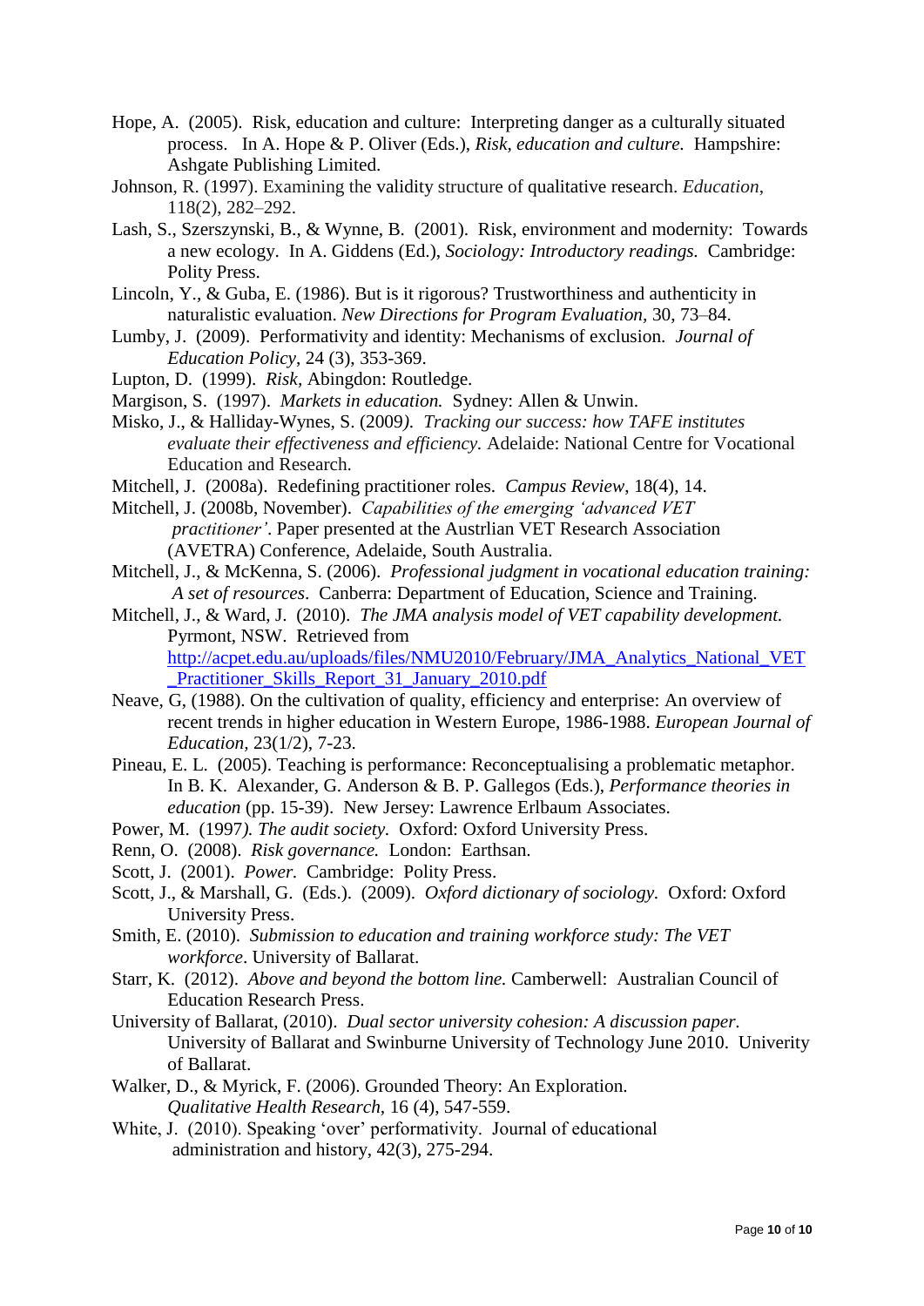Hope, A. (2005). Risk, education and culture: Interpreting danger as a culturally situated process. In A. Hope & P. Oliver (Eds.), *Risk, education and culture.* Hampshire: Ashgate Publishing Limited.

Johnson, R. (1997). Examining the validity structure of qualitative research. *Education*, 118(2), 282–292.

Lash, S., Szerszynski, B., & Wynne, B. (2001). Risk, environment and modernity: Towards a new ecology. In A. Giddens (Ed.), *Sociology: Introductory readings.* Cambridge: Polity Press.

Lincoln, Y., & Guba, E. (1986). But is it rigorous? Trustworthiness and authenticity in naturalistic evaluation. *New Directions for Program Evaluation*, 30, 73–84.

Lumby, J. (2009). Performativity and identity: Mechanisms of exclusion. *Journal of Education Policy*, 24 (3), 353-369.

Lupton, D. (1999). *Risk,* Abingdon: Routledge.

Margison, S. (1997). *Markets in education.* Sydney: Allen & Unwin.

Misko, J., & Halliday-Wynes, S. (2009*). Tracking our success: how TAFE institutes evaluate their effectiveness and efficiency.* Adelaide: National Centre for Vocational Education and Research.

Mitchell, J. (2008a). Redefining practitioner roles. *Campus Review*, 18(4), 14.

Mitchell, J. (2008b, November). *Capabilities of the emerging 'advanced VET practitioner'*. Paper presented at the Austrlian VET Research Association (AVETRA) Conference, Adelaide, South Australia.

Mitchell, J., & McKenna, S. (2006). *Professional judgment in vocational education training: A set of resources*. Canberra: Department of Education, Science and Training.

Mitchell, J., & Ward, J. (2010). *The JMA analysis model of VET capability development.* Pyrmont, NSW. Retrieved from http://acpet.edu.au/uploads/files/NMU2010/February/JMA_Analytics_National_VET_Practitioner_Skills_Report_31_January_2010.pdf

Neave, G, (1988). On the cultivation of quality, efficiency and enterprise: An overview of recent trends in higher education in Western Europe, 1986-1988. *European Journal of Education,* 23(1/2), 7-23.

Pineau, E. L. (2005). Teaching is performance: Reconceptualising a problematic metaphor. In B. K. Alexander, G. Anderson & B. P. Gallegos (Eds.), *Performance theories in education* (pp. 15-39). New Jersey: Lawrence Erlbaum Associates.

Power, M. (1997*). The audit society.* Oxford: Oxford University Press.

Renn, O. (2008). *Risk governance.* London: Earthsan.

Scott, J. (2001). *Power.* Cambridge: Polity Press.

Scott, J., & Marshall, G. (Eds.). (2009). *Oxford dictionary of sociology.* Oxford: Oxford University Press.

Smith, E. (2010). *Submission to education and training workforce study: The VET workforce*. University of Ballarat.

Starr, K. (2012). *Above and beyond the bottom line.* Camberwell: Australian Council of Education Research Press.

University of Ballarat, (2010). *Dual sector university cohesion: A discussion paper.* University of Ballarat and Swinburne University of Technology June 2010. Univerity of Ballarat.

Walker, D., & Myrick, F. (2006). Grounded Theory: An Exploration. *Qualitative Health Research,* 16 (4), 547-559.

White, J. (2010). Speaking 'over' performativity. Journal of educational administration and history, 42(3), 275-294.